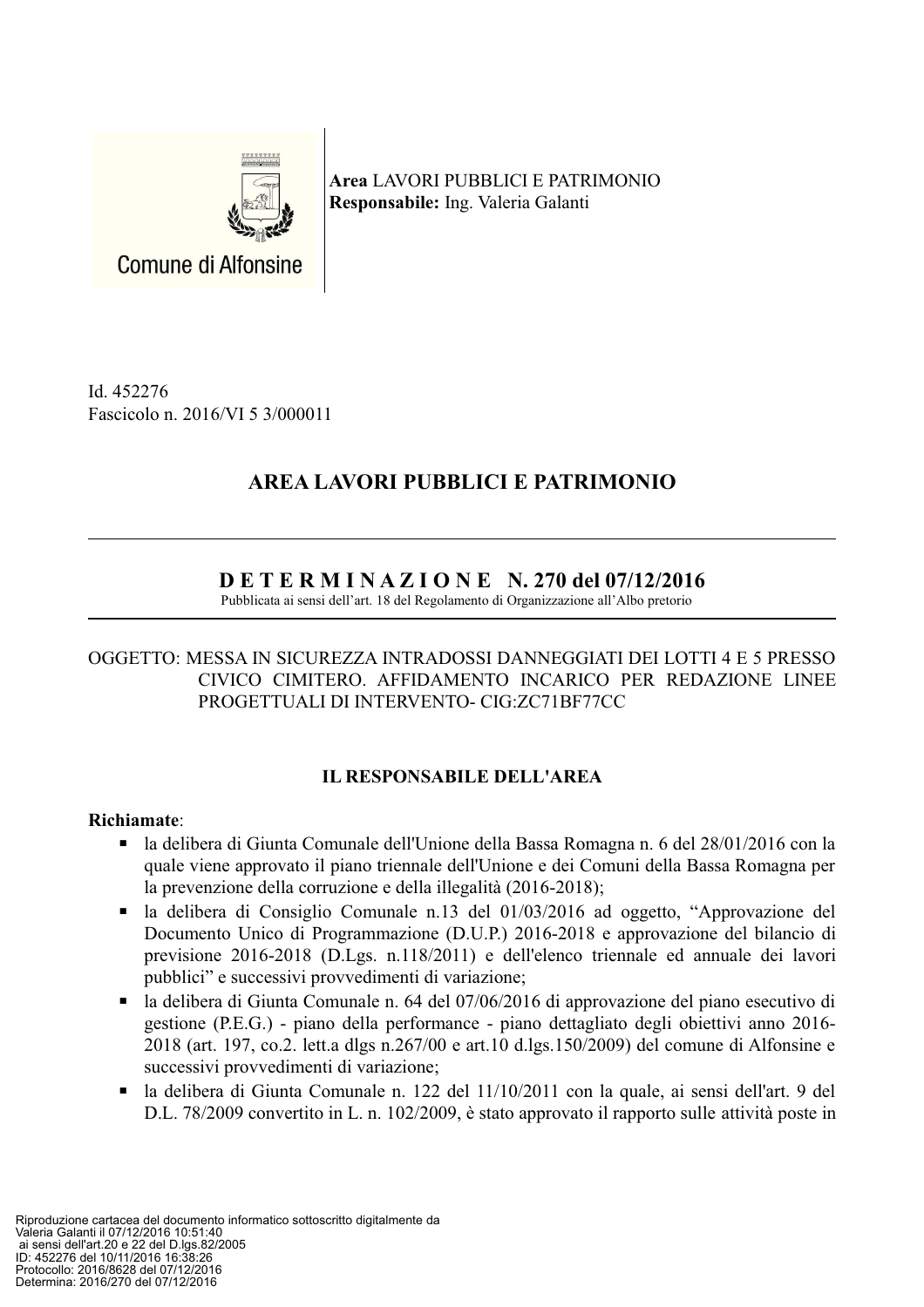**Area** LAVORI PUBBLICI E PATRIMONIO
**Responsabile:** Ing. Valeria Galanti

Id. 452276
Fascicolo n. 2016/VI 5 3/000011

# AREA LAVORI PUBBLICI E PATRIMONIO

## D E T E R M I N A Z I O N E N. 270 del 07/12/2016

Pubblicata ai sensi dell'art. 18 del Regolamento di Organizzazione all'Albo pretorio

OGGETTO: MESSA IN SICUREZZA INTRADOSSI DANNEGGIATI DEI LOTTI 4 E 5 PRESSO CIVICO CIMITERO. AFFIDAMENTO INCARICO PER REDAZIONE LINEE PROGETTUALI DI INTERVENTO- CIG:ZC71BF77CC

### IL RESPONSABILE DELL'AREA

**Richiamate**:

- la delibera di Giunta Comunale dell'Unione della Bassa Romagna n. 6 del 28/01/2016 con la quale viene approvato il piano triennale dell'Unione e dei Comuni della Bassa Romagna per la prevenzione della corruzione e della illegalità (2016-2018);
- la delibera di Consiglio Comunale n.13 del 01/03/2016 ad oggetto, "Approvazione del Documento Unico di Programmazione (D.U.P.) 2016-2018 e approvazione del bilancio di previsione 2016-2018 (D.Lgs. n.118/2011) e dell'elenco triennale ed annuale dei lavori pubblici" e successivi provvedimenti di variazione;
- la delibera di Giunta Comunale n. 64 del 07/06/2016 di approvazione del piano esecutivo di gestione (P.E.G.) - piano della performance - piano dettagliato degli obiettivi anno 2016-2018 (art. 197, co.2. lett.a dlgs n.267/00 e art.10 d.lgs.150/2009) del comune di Alfonsine e successivi provvedimenti di variazione;
- la delibera di Giunta Comunale n. 122 del 11/10/2011 con la quale, ai sensi dell'art. 9 del D.L. 78/2009 convertito in L. n. 102/2009, è stato approvato il rapporto sulle attività poste in

Riproduzione cartacea del documento informatico sottoscritto digitalmente da
Valeria Galanti il 07/12/2016 10:51:40
ai sensi dell'art.20 e 22 del D.lgs.82/2005
ID: 452276 del 10/11/2016 16:38:26
Protocollo: 2016/8628 del 07/12/2016
Determina: 2016/270 del 07/12/2016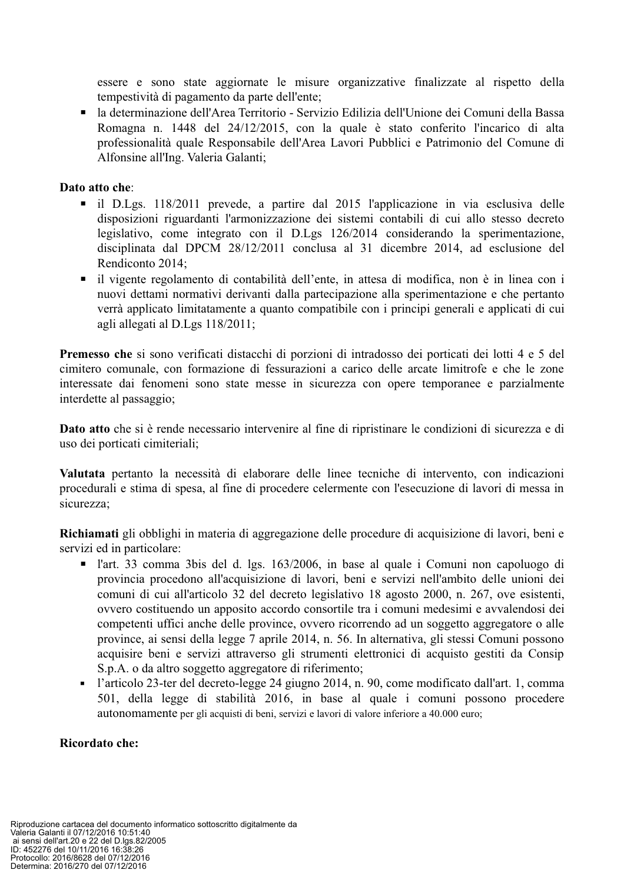essere e sono state aggiornate le misure organizzative finalizzate al rispetto della tempestività di pagamento da parte dell'ente;

- la determinazione dell'Area Territorio - Servizio Edilizia dell'Unione dei Comuni della Bassa Romagna n. 1448 del 24/12/2015, con la quale è stato conferito l'incarico di alta professionalità quale Responsabile dell'Area Lavori Pubblici e Patrimonio del Comune di Alfonsine all'Ing. Valeria Galanti;

**Dato atto che**:

- il D.Lgs. 118/2011 prevede, a partire dal 2015 l'applicazione in via esclusiva delle disposizioni riguardanti l'armonizzazione dei sistemi contabili di cui allo stesso decreto legislativo, come integrato con il D.Lgs 126/2014 considerando la sperimentazione, disciplinata dal DPCM 28/12/2011 conclusa al 31 dicembre 2014, ad esclusione del Rendiconto 2014;
- il vigente regolamento di contabilità dell'ente, in attesa di modifica, non è in linea con i nuovi dettami normativi derivanti dalla partecipazione alla sperimentazione e che pertanto verrà applicato limitatamente a quanto compatibile con i principi generali e applicati di cui agli allegati al D.Lgs 118/2011;

**Premesso che** si sono verificati distacchi di porzioni di intradosso dei porticati dei lotti 4 e 5 del cimitero comunale, con formazione di fessurazioni a carico delle arcate limitrofe e che le zone interessate dai fenomeni sono state messe in sicurezza con opere temporanee e parzialmente interdette al passaggio;

**Dato atto** che si è rende necessario intervenire al fine di ripristinare le condizioni di sicurezza e di uso dei porticati cimiteriali;

**Valutata** pertanto la necessità di elaborare delle linee tecniche di intervento, con indicazioni procedurali e stima di spesa, al fine di procedere celermente con l'esecuzione di lavori di messa in sicurezza;

**Richiamati** gli obblighi in materia di aggregazione delle procedure di acquisizione di lavori, beni e servizi ed in particolare:

- l'art. 33 comma 3bis del d. lgs. 163/2006, in base al quale i Comuni non capoluogo di provincia procedono all'acquisizione di lavori, beni e servizi nell'ambito delle unioni dei comuni di cui all'articolo 32 del decreto legislativo 18 agosto 2000, n. 267, ove esistenti, ovvero costituendo un apposito accordo consortile tra i comuni medesimi e avvalendosi dei competenti uffici anche delle province, ovvero ricorrendo ad un soggetto aggregatore o alle province, ai sensi della legge 7 aprile 2014, n. 56. In alternativa, gli stessi Comuni possono acquisire beni e servizi attraverso gli strumenti elettronici di acquisto gestiti da Consip S.p.A. o da altro soggetto aggregatore di riferimento;
- l'articolo 23-ter del decreto-legge 24 giugno 2014, n. 90, come modificato dall'art. 1, comma 501, della legge di stabilità 2016, in base al quale i comuni possono procedere autonomamente per gli acquisti di beni, servizi e lavori di valore inferiore a 40.000 euro;

**Ricordato che:**

Riproduzione cartacea del documento informatico sottoscritto digitalmente da Valeria Galanti il 07/12/2016 10:51:40 ai sensi dell'art.20 e 22 del D.lgs.82/2005
ID: 452276 del 10/11/2016 16:38:26
Protocollo: 2016/8628 del 07/12/2016
Determina: 2016/270 del 07/12/2016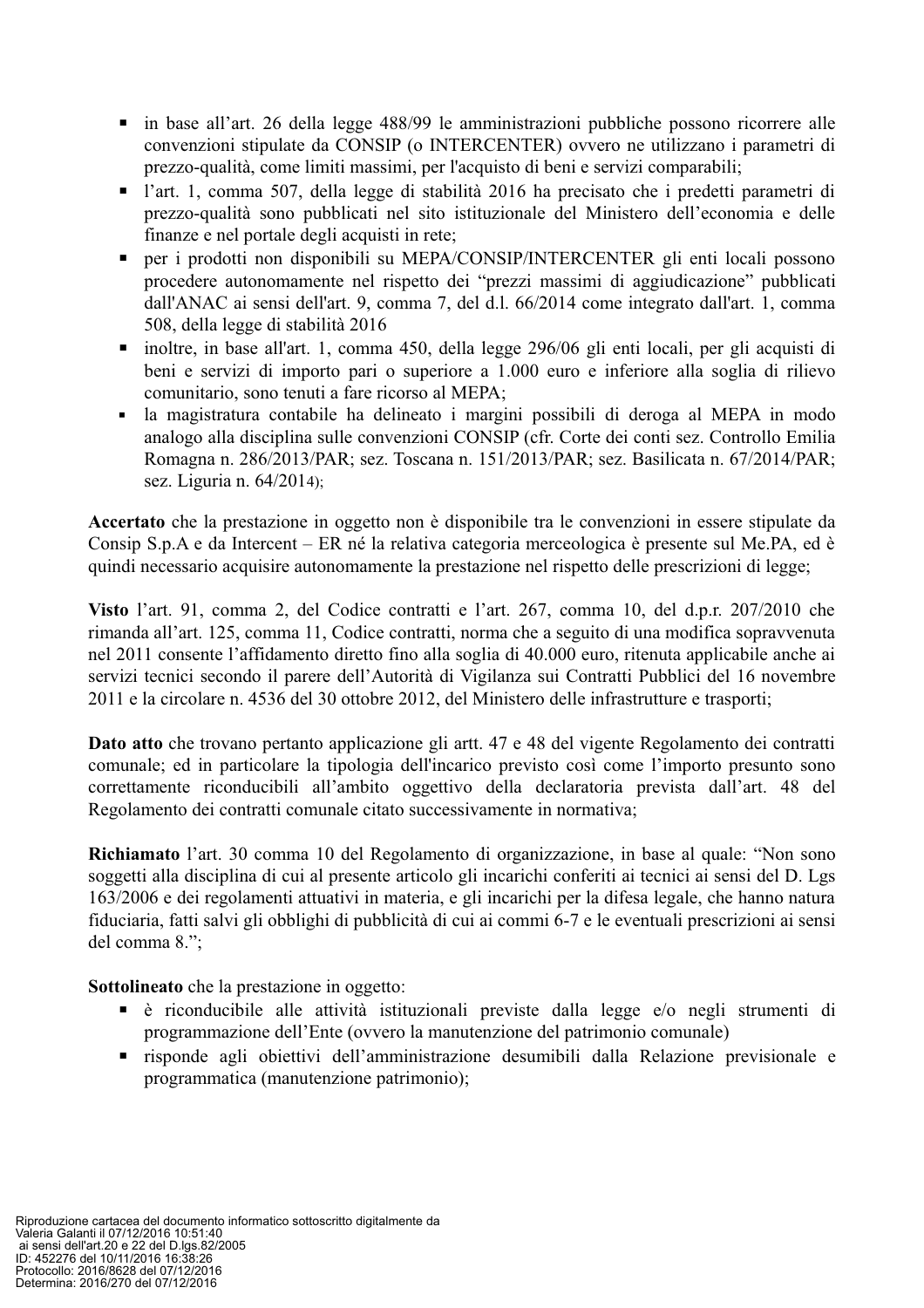- in base all'art. 26 della legge 488/99 le amministrazioni pubbliche possono ricorrere alle convenzioni stipulate da CONSIP (o INTERCENTER) ovvero ne utilizzano i parametri di prezzo-qualità, come limiti massimi, per l'acquisto di beni e servizi comparabili;
- l'art. 1, comma 507, della legge di stabilità 2016 ha precisato che i predetti parametri di prezzo-qualità sono pubblicati nel sito istituzionale del Ministero dell'economia e delle finanze e nel portale degli acquisti in rete;
- per i prodotti non disponibili su MEPA/CONSIP/INTERCENTER gli enti locali possono procedere autonomamente nel rispetto dei "prezzi massimi di aggiudicazione" pubblicati dall'ANAC ai sensi dell'art. 9, comma 7, del d.l. 66/2014 come integrato dall'art. 1, comma 508, della legge di stabilità 2016
- inoltre, in base all'art. 1, comma 450, della legge 296/06 gli enti locali, per gli acquisti di beni e servizi di importo pari o superiore a 1.000 euro e inferiore alla soglia di rilievo comunitario, sono tenuti a fare ricorso al MEPA;
- la magistratura contabile ha delineato i margini possibili di deroga al MEPA in modo analogo alla disciplina sulle convenzioni CONSIP (cfr. Corte dei conti sez. Controllo Emilia Romagna n. 286/2013/PAR; sez. Toscana n. 151/2013/PAR; sez. Basilicata n. 67/2014/PAR; sez. Liguria n. 64/2014);

**Accertato** che la prestazione in oggetto non è disponibile tra le convenzioni in essere stipulate da Consip S.p.A e da Intercent – ER né la relativa categoria merceologica è presente sul Me.PA, ed è quindi necessario acquisire autonomamente la prestazione nel rispetto delle prescrizioni di legge;

**Visto** l'art. 91, comma 2, del Codice contratti e l'art. 267, comma 10, del d.p.r. 207/2010 che rimanda all'art. 125, comma 11, Codice contratti, norma che a seguito di una modifica sopravvenuta nel 2011 consente l'affidamento diretto fino alla soglia di 40.000 euro, ritenuta applicabile anche ai servizi tecnici secondo il parere dell'Autorità di Vigilanza sui Contratti Pubblici del 16 novembre 2011 e la circolare n. 4536 del 30 ottobre 2012, del Ministero delle infrastrutture e trasporti;

**Dato atto** che trovano pertanto applicazione gli artt. 47 e 48 del vigente Regolamento dei contratti comunale; ed in particolare la tipologia dell'incarico previsto così come l'importo presunto sono correttamente riconducibili all'ambito oggettivo della declaratoria prevista dall'art. 48 del Regolamento dei contratti comunale citato successivamente in normativa;

**Richiamato** l'art. 30 comma 10 del Regolamento di organizzazione, in base al quale: "Non sono soggetti alla disciplina di cui al presente articolo gli incarichi conferiti ai tecnici ai sensi del D. Lgs 163/2006 e dei regolamenti attuativi in materia, e gli incarichi per la difesa legale, che hanno natura fiduciaria, fatti salvi gli obblighi di pubblicità di cui ai commi 6-7 e le eventuali prescrizioni ai sensi del comma 8.";

**Sottolineato** che la prestazione in oggetto:

- è riconducibile alle attività istituzionali previste dalla legge e/o negli strumenti di programmazione dell'Ente (ovvero la manutenzione del patrimonio comunale)
- risponde agli obiettivi dell'amministrazione desumibili dalla Relazione previsionale e programmatica (manutenzione patrimonio);

Riproduzione cartacea del documento informatico sottoscritto digitalmente da Valeria Galanti il 07/12/2016 10:51:40 ai sensi dell'art.20 e 22 del D.lgs.82/2005
ID: 452276 del 10/11/2016 16:38:26
Protocollo: 2016/8628 del 07/12/2016
Determina: 2016/270 del 07/12/2016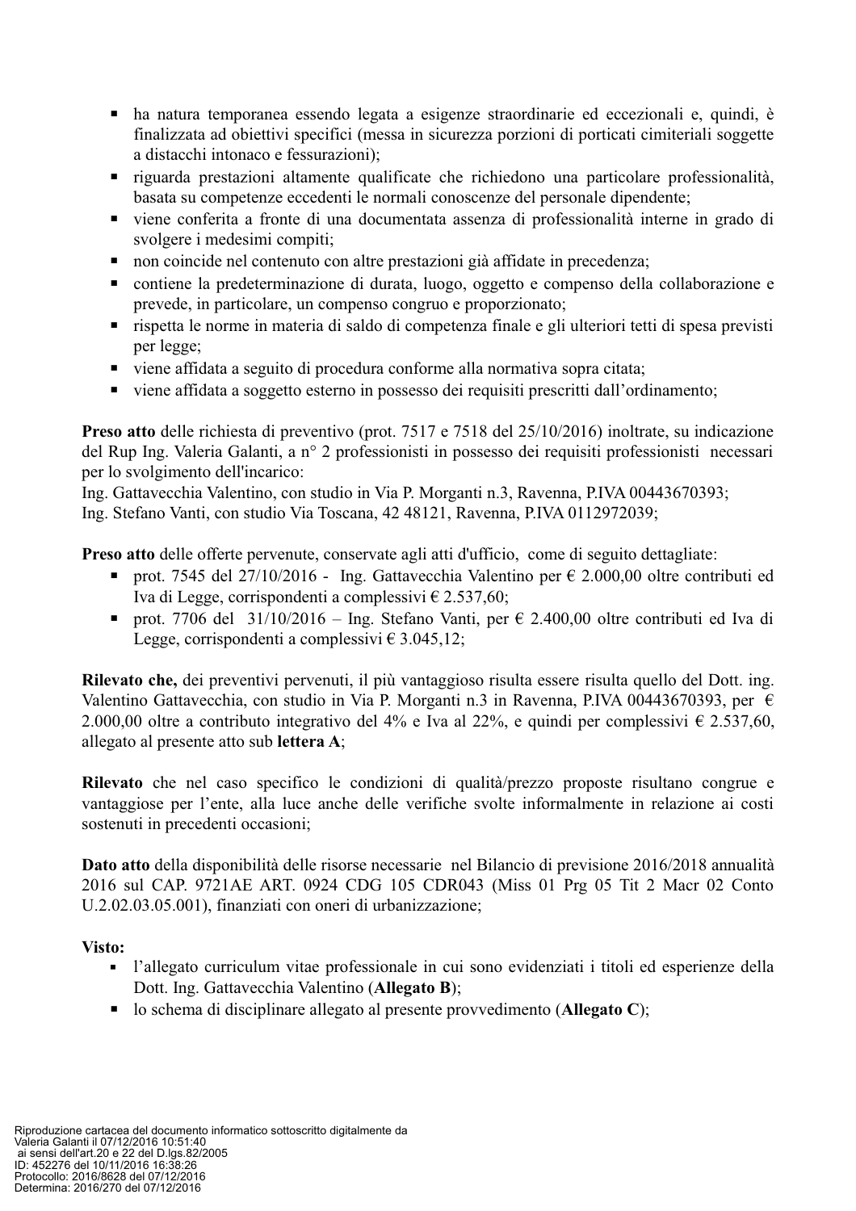- ha natura temporanea essendo legata a esigenze straordinarie ed eccezionali e, quindi, è finalizzata ad obiettivi specifici (messa in sicurezza porzioni di porticati cimiteriali soggette a distacchi intonaco e fessurazioni);
- riguarda prestazioni altamente qualificate che richiedono una particolare professionalità, basata su competenze eccedenti le normali conoscenze del personale dipendente;
- viene conferita a fronte di una documentata assenza di professionalità interne in grado di svolgere i medesimi compiti;
- non coincide nel contenuto con altre prestazioni già affidate in precedenza;
- contiene la predeterminazione di durata, luogo, oggetto e compenso della collaborazione e prevede, in particolare, un compenso congruo e proporzionato;
- rispetta le norme in materia di saldo di competenza finale e gli ulteriori tetti di spesa previsti per legge;
- viene affidata a seguito di procedura conforme alla normativa sopra citata;
- viene affidata a soggetto esterno in possesso dei requisiti prescritti dall'ordinamento;

**Preso atto** delle richiesta di preventivo (prot. 7517 e 7518 del 25/10/2016) inoltrate, su indicazione del Rup Ing. Valeria Galanti, a n° 2 professionisti in possesso dei requisiti professionisti necessari per lo svolgimento dell'incarico:
Ing. Gattavecchia Valentino, con studio in Via P. Morganti n.3, Ravenna, P.IVA 00443670393;
Ing. Stefano Vanti, con studio Via Toscana, 42 48121, Ravenna, P.IVA 0112972039;

**Preso atto** delle offerte pervenute, conservate agli atti d'ufficio, come di seguito dettagliate:

- prot. 7545 del 27/10/2016 - Ing. Gattavecchia Valentino per € 2.000,00 oltre contributi ed Iva di Legge, corrispondenti a complessivi € 2.537,60;
- prot. 7706 del 31/10/2016 – Ing. Stefano Vanti, per € 2.400,00 oltre contributi ed Iva di Legge, corrispondenti a complessivi € 3.045,12;

**Rilevato che,** dei preventivi pervenuti, il più vantaggioso risulta essere risulta quello del Dott. ing. Valentino Gattavecchia, con studio in Via P. Morganti n.3 in Ravenna, P.IVA 00443670393, per € 2.000,00 oltre a contributo integrativo del 4% e Iva al 22%, e quindi per complessivi € 2.537,60, allegato al presente atto sub **lettera A**;

**Rilevato** che nel caso specifico le condizioni di qualità/prezzo proposte risultano congrue e vantaggiose per l'ente, alla luce anche delle verifiche svolte informalmente in relazione ai costi sostenuti in precedenti occasioni;

**Dato atto** della disponibilità delle risorse necessarie nel Bilancio di previsione 2016/2018 annualità 2016 sul CAP. 9721AE ART. 0924 CDG 105 CDR043 (Miss 01 Prg 05 Tit 2 Macr 02 Conto U.2.02.03.05.001), finanziati con oneri di urbanizzazione;

**Visto:**

- l'allegato curriculum vitae professionale in cui sono evidenziati i titoli ed esperienze della Dott. Ing. Gattavecchia Valentino (**Allegato B**);
- lo schema di disciplinare allegato al presente provvedimento (**Allegato C**);

Riproduzione cartacea del documento informatico sottoscritto digitalmente da Valeria Galanti il 07/12/2016 10:51:40 ai sensi dell'art.20 e 22 del D.lgs.82/2005
ID: 452276 del 10/11/2016 16:38:26
Protocollo: 2016/8628 del 07/12/2016
Determina: 2016/270 del 07/12/2016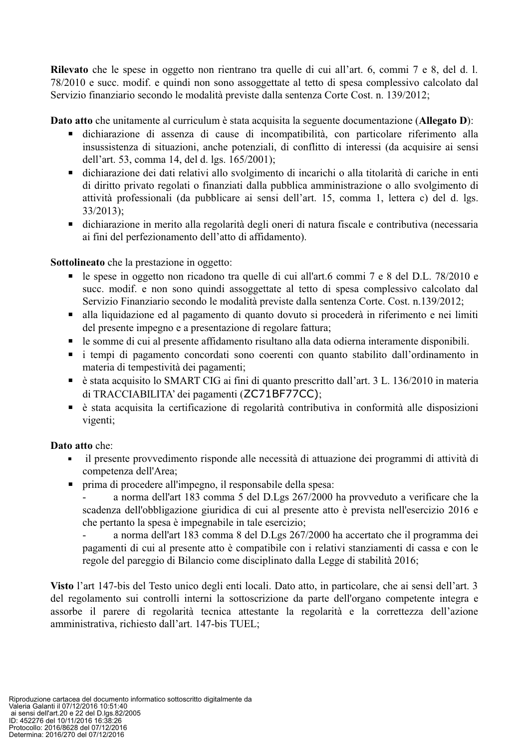**Rilevato** che le spese in oggetto non rientrano tra quelle di cui all'art. 6, commi 7 e 8, del d. l. 78/2010 e succ. modif. e quindi non sono assoggettate al tetto di spesa complessivo calcolato dal Servizio finanziario secondo le modalità previste dalla sentenza Corte Cost. n. 139/2012;

**Dato atto** che unitamente al curriculum è stata acquisita la seguente documentazione (**Allegato D**):

- dichiarazione di assenza di cause di incompatibilità, con particolare riferimento alla insussistenza di situazioni, anche potenziali, di conflitto di interessi (da acquisire ai sensi dell'art. 53, comma 14, del d. lgs. 165/2001);
- dichiarazione dei dati relativi allo svolgimento di incarichi o alla titolarità di cariche in enti di diritto privato regolati o finanziati dalla pubblica amministrazione o allo svolgimento di attività professionali (da pubblicare ai sensi dell'art. 15, comma 1, lettera c) del d. lgs. 33/2013);
- dichiarazione in merito alla regolarità degli oneri di natura fiscale e contributiva (necessaria ai fini del perfezionamento dell'atto di affidamento).

**Sottolineato** che la prestazione in oggetto:

- le spese in oggetto non ricadono tra quelle di cui all'art.6 commi 7 e 8 del D.L. 78/2010 e succ. modif. e non sono quindi assoggettate al tetto di spesa complessivo calcolato dal Servizio Finanziario secondo le modalità previste dalla sentenza Corte. Cost. n.139/2012;
- alla liquidazione ed al pagamento di quanto dovuto si procederà in riferimento e nei limiti del presente impegno e a presentazione di regolare fattura;
- le somme di cui al presente affidamento risultano alla data odierna interamente disponibili.
- i tempi di pagamento concordati sono coerenti con quanto stabilito dall'ordinamento in materia di tempestività dei pagamenti;
- è stata acquisito lo SMART CIG ai fini di quanto prescritto dall'art. 3 L. 136/2010 in materia di TRACCIABILITA' dei pagamenti (ZC71BF77CC);
- è stata acquisita la certificazione di regolarità contributiva in conformità alle disposizioni vigenti;

**Dato atto** che:

- il presente provvedimento risponde alle necessità di attuazione dei programmi di attività di competenza dell'Area;
- prima di procedere all'impegno, il responsabile della spesa:
  - a norma dell'art 183 comma 5 del D.Lgs 267/2000 ha provveduto a verificare che la scadenza dell'obbligazione giuridica di cui al presente atto è prevista nell'esercizio 2016 e che pertanto la spesa è impegnabile in tale esercizio;
  - a norma dell'art 183 comma 8 del D.Lgs 267/2000 ha accertato che il programma dei pagamenti di cui al presente atto è compatibile con i relativi stanziamenti di cassa e con le regole del pareggio di Bilancio come disciplinato dalla Legge di stabilità 2016;

**Visto** l'art 147-bis del Testo unico degli enti locali. Dato atto, in particolare, che ai sensi dell'art. 3 del regolamento sui controlli interni la sottoscrizione da parte dell'organo competente integra e assorbe il parere di regolarità tecnica attestante la regolarità e la correttezza dell'azione amministrativa, richiesto dall'art. 147-bis TUEL;

Riproduzione cartacea del documento informatico sottoscritto digitalmente da Valeria Galanti il 07/12/2016 10:51:40 ai sensi dell'art.20 e 22 del D.lgs.82/2005
ID: 452276 del 10/11/2016 16:38:26
Protocollo: 2016/8628 del 07/12/2016
Determina: 2016/270 del 07/12/2016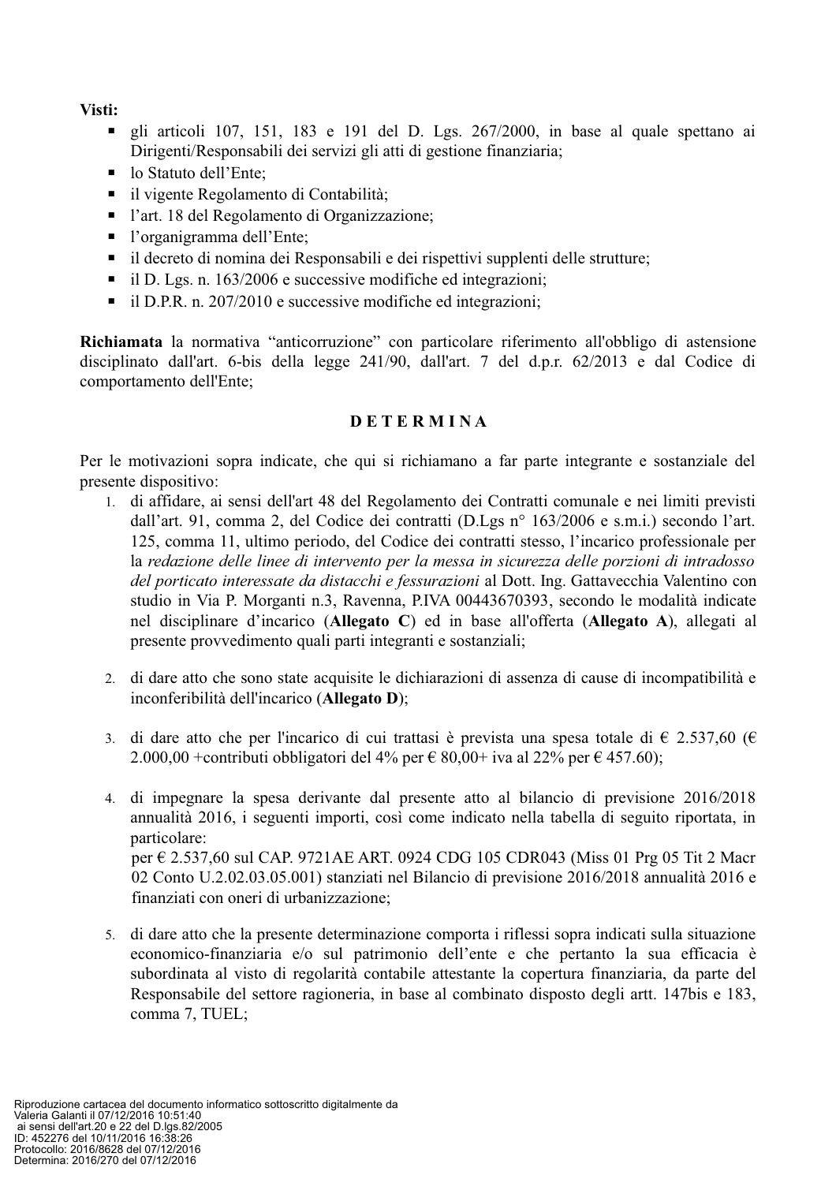**Visti:**

- gli articoli 107, 151, 183 e 191 del D. Lgs. 267/2000, in base al quale spettano ai Dirigenti/Responsabili dei servizi gli atti di gestione finanziaria;
- lo Statuto dell'Ente;
- il vigente Regolamento di Contabilità;
- l'art. 18 del Regolamento di Organizzazione;
- l'organigramma dell'Ente;
- il decreto di nomina dei Responsabili e dei rispettivi supplenti delle strutture;
- il D. Lgs. n. 163/2006 e successive modifiche ed integrazioni;
- il D.P.R. n. 207/2010 e successive modifiche ed integrazioni;

**Richiamata** la normativa "anticorruzione" con particolare riferimento all'obbligo di astensione disciplinato dall'art. 6-bis della legge 241/90, dall'art. 7 del d.p.r. 62/2013 e dal Codice di comportamento dell'Ente;

**D E T E R M I N A**

Per le motivazioni sopra indicate, che qui si richiamano a far parte integrante e sostanziale del presente dispositivo:

1. di affidare, ai sensi dell'art 48 del Regolamento dei Contratti comunale e nei limiti previsti dall'art. 91, comma 2, del Codice dei contratti (D.Lgs n° 163/2006 e s.m.i.) secondo l'art. 125, comma 11, ultimo periodo, del Codice dei contratti stesso, l'incarico professionale per la *redazione delle linee di intervento per la messa in sicurezza delle porzioni di intradosso del porticato interessate da distacchi e fessurazioni* al Dott. Ing. Gattavecchia Valentino con studio in Via P. Morganti n.3, Ravenna, P.IVA 00443670393, secondo le modalità indicate nel disciplinare d'incarico (**Allegato C**) ed in base all'offerta (**Allegato A**), allegati al presente provvedimento quali parti integranti e sostanziali;

2. di dare atto che sono state acquisite le dichiarazioni di assenza di cause di incompatibilità e inconferibilità dell'incarico (**Allegato D**);

3. di dare atto che per l'incarico di cui trattasi è prevista una spesa totale di € 2.537,60 (€ 2.000,00 +contributi obbligatori del 4% per € 80,00+ iva al 22% per € 457.60);

4. di impegnare la spesa derivante dal presente atto al bilancio di previsione 2016/2018 annualità 2016, i seguenti importi, così come indicato nella tabella di seguito riportata, in particolare:
   per € 2.537,60 sul CAP. 9721AE ART. 0924 CDG 105 CDR043 (Miss 01 Prg 05 Tit 2 Macr 02 Conto U.2.02.03.05.001) stanziati nel Bilancio di previsione 2016/2018 annualità 2016 e finanziati con oneri di urbanizzazione;

5. di dare atto che la presente determinazione comporta i riflessi sopra indicati sulla situazione economico-finanziaria e/o sul patrimonio dell'ente e che pertanto la sua efficacia è subordinata al visto di regolarità contabile attestante la copertura finanziaria, da parte del Responsabile del settore ragioneria, in base al combinato disposto degli artt. 147bis e 183, comma 7, TUEL;

Riproduzione cartacea del documento informatico sottoscritto digitalmente da Valeria Galanti il 07/12/2016 10:51:40 ai sensi dell'art.20 e 22 del D.lgs.82/2005
ID: 452276 del 10/11/2016 16:38:26
Protocollo: 2016/8628 del 07/12/2016
Determina: 2016/270 del 07/12/2016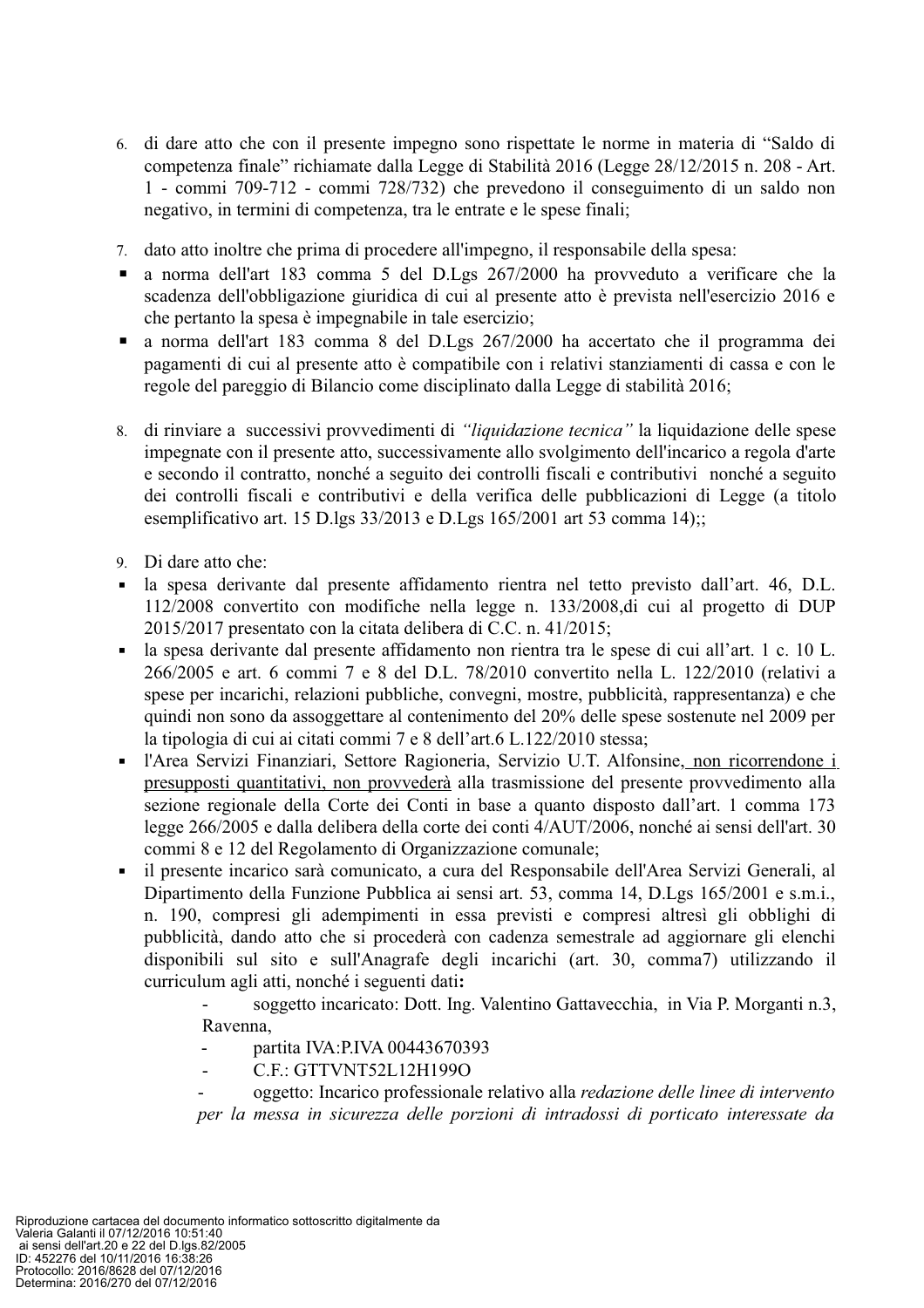6. di dare atto che con il presente impegno sono rispettate le norme in materia di "Saldo di competenza finale" richiamate dalla Legge di Stabilità 2016 (Legge 28/12/2015 n. 208 - Art. 1 - commi 709-712 - commi 728/732) che prevedono il conseguimento di un saldo non negativo, in termini di competenza, tra le entrate e le spese finali;

7. dato atto inoltre che prima di procedere all'impegno, il responsabile della spesa:
   - a norma dell'art 183 comma 5 del D.Lgs 267/2000 ha provveduto a verificare che la scadenza dell'obbligazione giuridica di cui al presente atto è prevista nell'esercizio 2016 e che pertanto la spesa è impegnabile in tale esercizio;
   - a norma dell'art 183 comma 8 del D.Lgs 267/2000 ha accertato che il programma dei pagamenti di cui al presente atto è compatibile con i relativi stanziamenti di cassa e con le regole del pareggio di Bilancio come disciplinato dalla Legge di stabilità 2016;

8. di rinviare a successivi provvedimenti di *"liquidazione tecnica"* la liquidazione delle spese impegnate con il presente atto, successivamente allo svolgimento dell'incarico a regola d'arte e secondo il contratto, nonché a seguito dei controlli fiscali e contributivi nonché a seguito dei controlli fiscali e contributivi e della verifica delle pubblicazioni di Legge (a titolo esemplificativo art. 15 D.lgs 33/2013 e D.Lgs 165/2001 art 53 comma 14);;

9. Di dare atto che:
   - la spesa derivante dal presente affidamento rientra nel tetto previsto dall'art. 46, D.L. 112/2008 convertito con modifiche nella legge n. 133/2008,di cui al progetto di DUP 2015/2017 presentato con la citata delibera di C.C. n. 41/2015;
   - la spesa derivante dal presente affidamento non rientra tra le spese di cui all'art. 1 c. 10 L. 266/2005 e art. 6 commi 7 e 8 del D.L. 78/2010 convertito nella L. 122/2010 (relativi a spese per incarichi, relazioni pubbliche, convegni, mostre, pubblicità, rappresentanza) e che quindi non sono da assoggettare al contenimento del 20% delle spese sostenute nel 2009 per la tipologia di cui ai citati commi 7 e 8 dell'art.6 L.122/2010 stessa;
   - l'Area Servizi Finanziari, Settore Ragioneria, Servizio U.T. Alfonsine, non ricorrendone i presupposti quantitativi, non provvederà alla trasmissione del presente provvedimento alla sezione regionale della Corte dei Conti in base a quanto disposto dall'art. 1 comma 173 legge 266/2005 e dalla delibera della corte dei conti 4/AUT/2006, nonché ai sensi dell'art. 30 commi 8 e 12 del Regolamento di Organizzazione comunale;
   - il presente incarico sarà comunicato, a cura del Responsabile dell'Area Servizi Generali, al Dipartimento della Funzione Pubblica ai sensi art. 53, comma 14, D.Lgs 165/2001 e s.m.i., n. 190, compresi gli adempimenti in essa previsti e compresi altresì gli obblighi di pubblicità, dando atto che si procederà con cadenza semestrale ad aggiornare gli elenchi disponibili sul sito e sull'Anagrafe degli incarichi (art. 30, comma7) utilizzando il curriculum agli atti, nonché i seguenti dati**:**
     - soggetto incaricato: Dott. Ing. Valentino Gattavecchia, in Via P. Morganti n.3, Ravenna,
     - partita IVA:P.IVA 00443670393
     - C.F.: GTTVNT52L12H199O
     - oggetto: Incarico professionale relativo alla *redazione delle linee di intervento per la messa in sicurezza delle porzioni di intradossi di porticato interessate da*

Riproduzione cartacea del documento informatico sottoscritto digitalmente da Valeria Galanti il 07/12/2016 10:51:40 ai sensi dell'art.20 e 22 del D.lgs.82/2005
ID: 452276 del 10/11/2016 16:38:26
Protocollo: 2016/8628 del 07/12/2016
Determina: 2016/270 del 07/12/2016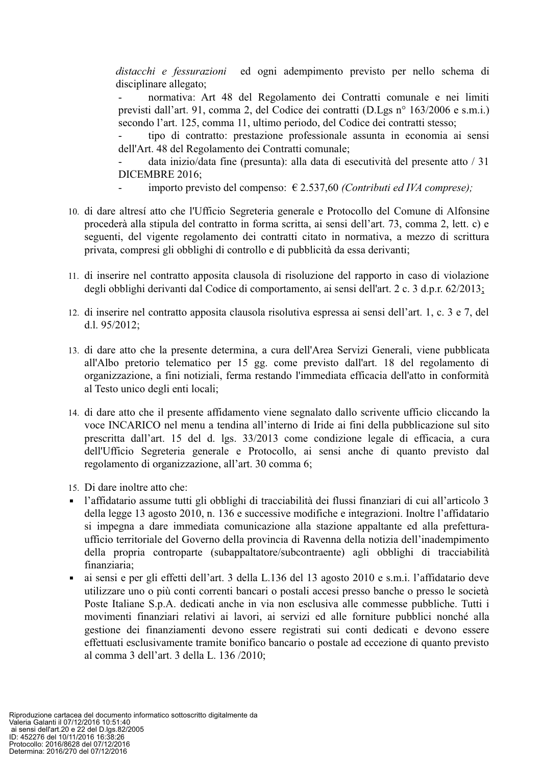*distacchi e fessurazioni* ed ogni adempimento previsto per nello schema di disciplinare allegato;

- normativa: Art 48 del Regolamento dei Contratti comunale e nei limiti previsti dall'art. 91, comma 2, del Codice dei contratti (D.Lgs n° 163/2006 e s.m.i.) secondo l'art. 125, comma 11, ultimo periodo, del Codice dei contratti stesso;
- tipo di contratto: prestazione professionale assunta in economia ai sensi dell'Art. 48 del Regolamento dei Contratti comunale;
- data inizio/data fine (presunta): alla data di esecutività del presente atto / 31 DICEMBRE 2016;
- importo previsto del compenso: € 2.537,60 *(Contributi ed IVA comprese);*

10. di dare altresí atto che l'Ufficio Segreteria generale e Protocollo del Comune di Alfonsine procederà alla stipula del contratto in forma scritta, ai sensi dell'art. 73, comma 2, lett. c) e seguenti, del vigente regolamento dei contratti citato in normativa, a mezzo di scrittura privata, compresi gli obblighi di controllo e di pubblicità da essa derivanti;

11. di inserire nel contratto apposita clausola di risoluzione del rapporto in caso di violazione degli obblighi derivanti dal Codice di comportamento, ai sensi dell'art. 2 c. 3 d.p.r. 62/2013;

12. di inserire nel contratto apposita clausola risolutiva espressa ai sensi dell'art. 1, c. 3 e 7, del d.l. 95/2012;

13. di dare atto che la presente determina, a cura dell'Area Servizi Generali, viene pubblicata all'Albo pretorio telematico per 15 gg. come previsto dall'art. 18 del regolamento di organizzazione, a fini notiziali, ferma restando l'immediata efficacia dell'atto in conformità al Testo unico degli enti locali;

14. di dare atto che il presente affidamento viene segnalato dallo scrivente ufficio cliccando la voce INCARICO nel menu a tendina all'interno di Iride ai fini della pubblicazione sul sito prescritta dall'art. 15 del d. lgs. 33/2013 come condizione legale di efficacia, a cura dell'Ufficio Segreteria generale e Protocollo, ai sensi anche di quanto previsto dal regolamento di organizzazione, all'art. 30 comma 6;

15. Di dare inoltre atto che:

- l'affidatario assume tutti gli obblighi di tracciabilità dei flussi finanziari di cui all'articolo 3 della legge 13 agosto 2010, n. 136 e successive modifiche e integrazioni. Inoltre l'affidatario si impegna a dare immediata comunicazione alla stazione appaltante ed alla prefettura-ufficio territoriale del Governo della provincia di Ravenna della notizia dell'inadempimento della propria controparte (subappaltatore/subcontraente) agli obblighi di tracciabilità finanziaria;
- ai sensi e per gli effetti dell'art. 3 della L.136 del 13 agosto 2010 e s.m.i. l'affidatario deve utilizzare uno o più conti correnti bancari o postali accesi presso banche o presso le società Poste Italiane S.p.A. dedicati anche in via non esclusiva alle commesse pubbliche. Tutti i movimenti finanziari relativi ai lavori, ai servizi ed alle forniture pubblici nonché alla gestione dei finanziamenti devono essere registrati sui conti dedicati e devono essere effettuati esclusivamente tramite bonifico bancario o postale ad eccezione di quanto previsto al comma 3 dell'art. 3 della L. 136 /2010;

Riproduzione cartacea del documento informatico sottoscritto digitalmente da
Valeria Galanti il 07/12/2016 10:51:40
ai sensi dell'art.20 e 22 del D.lgs.82/2005
ID: 452276 del 10/11/2016 16:38:26
Protocollo: 2016/8628 del 07/12/2016
Determina: 2016/270 del 07/12/2016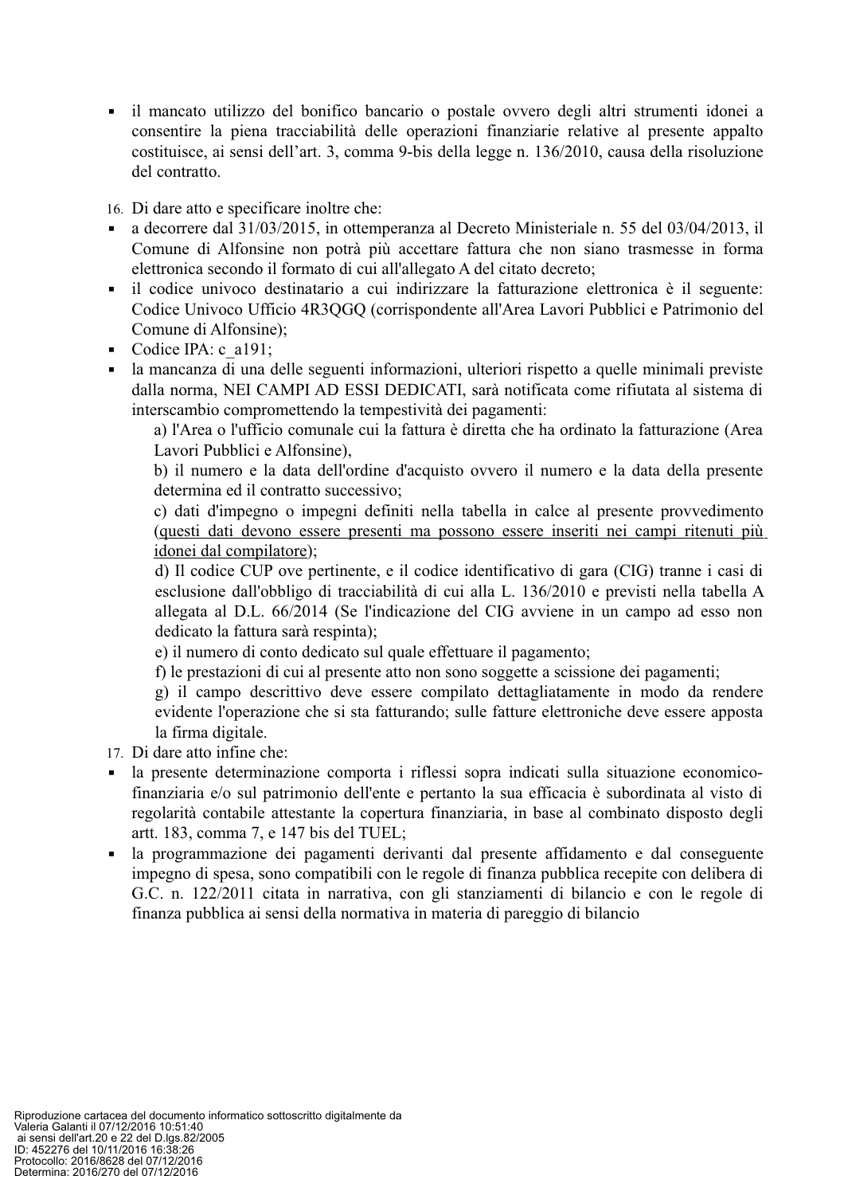- il mancato utilizzo del bonifico bancario o postale ovvero degli altri strumenti idonei a consentire la piena tracciabilità delle operazioni finanziarie relative al presente appalto costituisce, ai sensi dell'art. 3, comma 9-bis della legge n. 136/2010, causa della risoluzione del contratto.

16. Di dare atto e specificare inoltre che:

- a decorrere dal 31/03/2015, in ottemperanza al Decreto Ministeriale n. 55 del 03/04/2013, il Comune di Alfonsine non potrà più accettare fattura che non siano trasmesse in forma elettronica secondo il formato di cui all'allegato A del citato decreto;
- il codice univoco destinatario a cui indirizzare la fatturazione elettronica è il seguente: Codice Univoco Ufficio 4R3QGQ (corrispondente all'Area Lavori Pubblici e Patrimonio del Comune di Alfonsine);
- Codice IPA: c_a191;
- la mancanza di una delle seguenti informazioni, ulteriori rispetto a quelle minimali previste dalla norma, NEI CAMPI AD ESSI DEDICATI, sarà notificata come rifiutata al sistema di interscambio compromettendo la tempestività dei pagamenti:

  a) l'Area o l'ufficio comunale cui la fattura è diretta che ha ordinato la fatturazione (Area Lavori Pubblici e Alfonsine),

  b) il numero e la data dell'ordine d'acquisto ovvero il numero e la data della presente determina ed il contratto successivo;

  c) dati d'impegno o impegni definiti nella tabella in calce al presente provvedimento (<u>questi dati devono essere presenti ma possono essere inseriti nei campi ritenuti più idonei dal compilatore</u>);

  d) Il codice CUP ove pertinente, e il codice identificativo di gara (CIG) tranne i casi di esclusione dall'obbligo di tracciabilità di cui alla L. 136/2010 e previsti nella tabella A allegata al D.L. 66/2014 (Se l'indicazione del CIG avviene in un campo ad esso non dedicato la fattura sarà respinta);

  e) il numero di conto dedicato sul quale effettuare il pagamento;

  f) le prestazioni di cui al presente atto non sono soggette a scissione dei pagamenti;

  g) il campo descrittivo deve essere compilato dettagliatamente in modo da rendere evidente l'operazione che si sta fatturando; sulle fatture elettroniche deve essere apposta la firma digitale.

17. Di dare atto infine che:

- la presente determinazione comporta i riflessi sopra indicati sulla situazione economico-finanziaria e/o sul patrimonio dell'ente e pertanto la sua efficacia è subordinata al visto di regolarità contabile attestante la copertura finanziaria, in base al combinato disposto degli artt. 183, comma 7, e 147 bis del TUEL;
- la programmazione dei pagamenti derivanti dal presente affidamento e dal conseguente impegno di spesa, sono compatibili con le regole di finanza pubblica recepite con delibera di G.C. n. 122/2011 citata in narrativa, con gli stanziamenti di bilancio e con le regole di finanza pubblica ai sensi della normativa in materia di pareggio di bilancio

Riproduzione cartacea del documento informatico sottoscritto digitalmente da Valeria Galanti il 07/12/2016 10:51:40 ai sensi dell'art.20 e 22 del D.lgs.82/2005
ID: 452276 del 10/11/2016 16:38:26
Protocollo: 2016/8628 del 07/12/2016
Determina: 2016/270 del 07/12/2016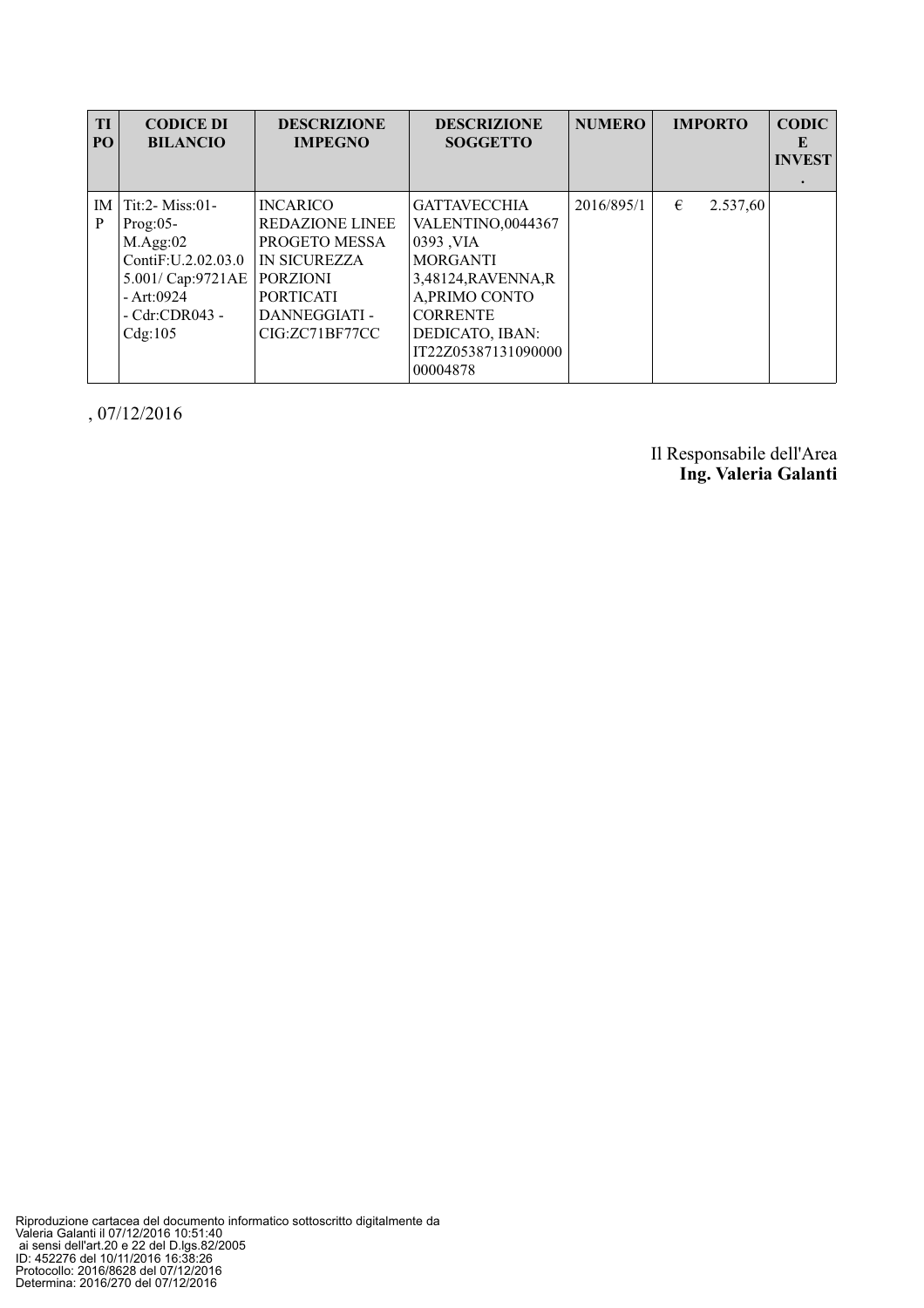| TIPO | CODICE DI BILANCIO | DESCRIZIONE IMPEGNO | DESCRIZIONE SOGGETTO | NUMERO | IMPORTO | CODICE INVEST. |
|---|---|---|---|---|---|---|
| IMP | Tit:2- Miss:01- Prog:05- M.Agg:02 ContiF:U.2.02.03.05.001/ Cap:9721AE - Art:0924 - Cdr:CDR043 - Cdg:105 | INCARICO REDAZIONE LINEE PROGETO MESSA IN SICUREZZA PORZIONI PORTICATI DANNEGGIATI - CIG:ZC71BF77CC | GATTAVECCHIA VALENTINO,00443670393 ,VIA MORGANTI 3,48124,RAVENNA,RA,PRIMO CONTO CORRENTE DEDICATO, IBAN: IT22Z0538713109000000004878 | 2016/895/1 | € 2.537,60 | |

, 07/12/2016

Il Responsabile dell'Area
**Ing. Valeria Galanti**

Riproduzione cartacea del documento informatico sottoscritto digitalmente da
Valeria Galanti il 07/12/2016 10:51:40
ai sensi dell'art.20 e 22 del D.lgs.82/2005
ID: 452276 del 10/11/2016 16:38:26
Protocollo: 2016/8628 del 07/12/2016
Determina: 2016/270 del 07/12/2016